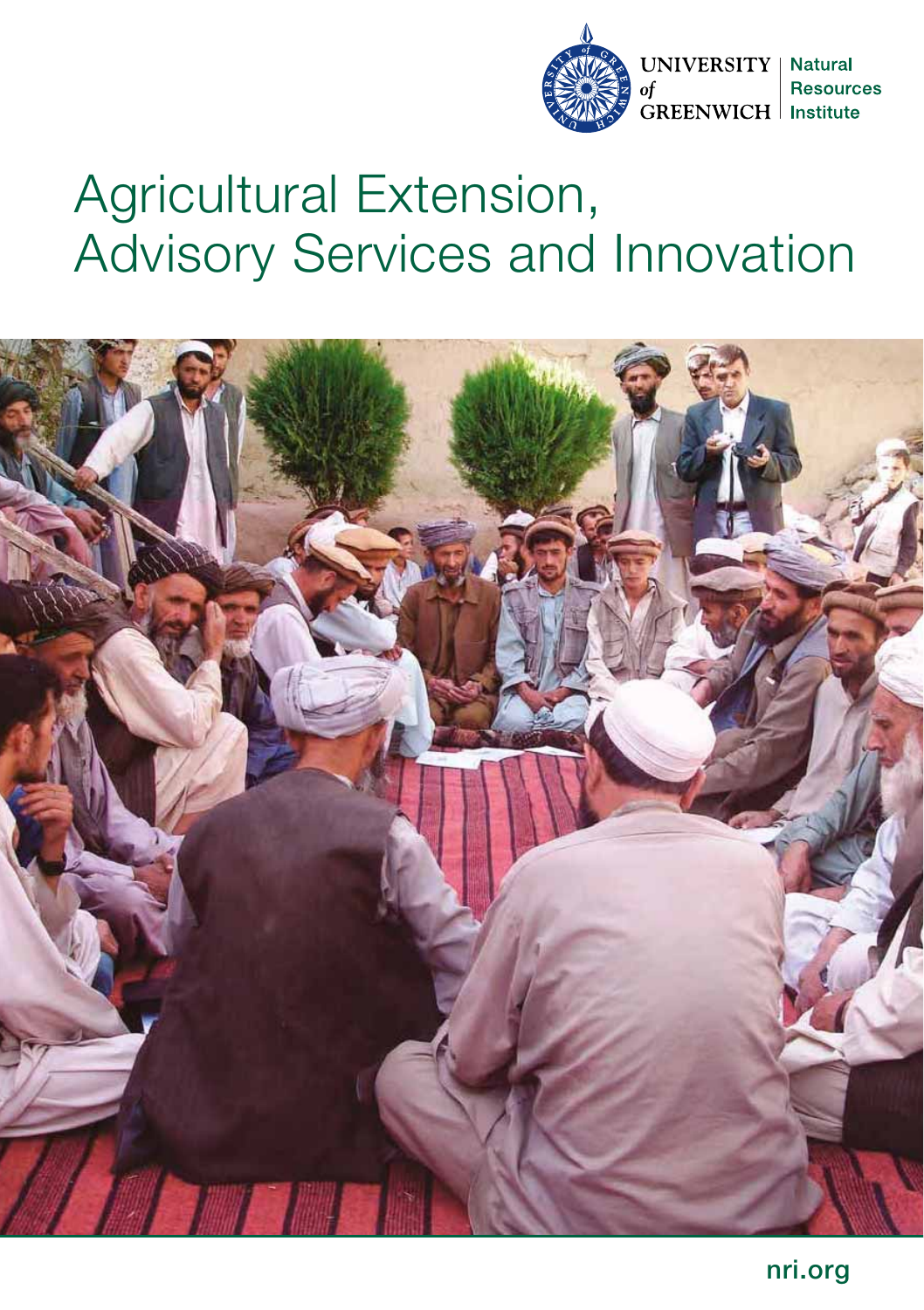UNIVERSITY of GREENWICH | Natural Resources Institute

# Agricultural Extension, Advisory Services and Innovation

nri.org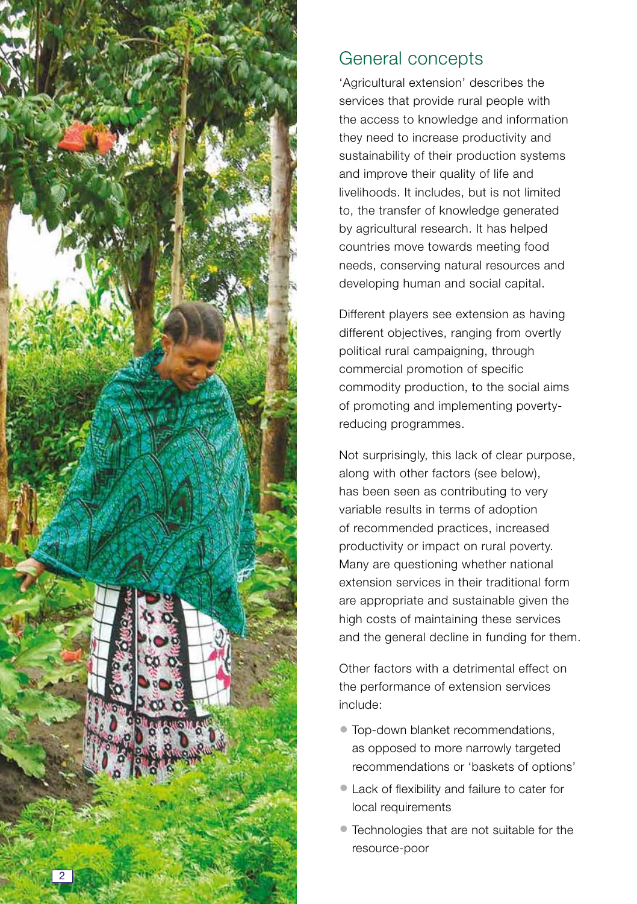## General concepts

'Agricultural extension' describes the services that provide rural people with the access to knowledge and information they need to increase productivity and sustainability of their production systems and improve their quality of life and livelihoods. It includes, but is not limited to, the transfer of knowledge generated by agricultural research. It has helped countries move towards meeting food needs, conserving natural resources and developing human and social capital.

Different players see extension as having different objectives, ranging from overtly political rural campaigning, through commercial promotion of specific commodity production, to the social aims of promoting and implementing poverty-reducing programmes.

Not surprisingly, this lack of clear purpose, along with other factors (see below), has been seen as contributing to very variable results in terms of adoption of recommended practices, increased productivity or impact on rural poverty. Many are questioning whether national extension services in their traditional form are appropriate and sustainable given the high costs of maintaining these services and the general decline in funding for them.

Other factors with a detrimental effect on the performance of extension services include:

- Top-down blanket recommendations, as opposed to more narrowly targeted recommendations or 'baskets of options'
- Lack of flexibility and failure to cater for local requirements
- Technologies that are not suitable for the resource-poor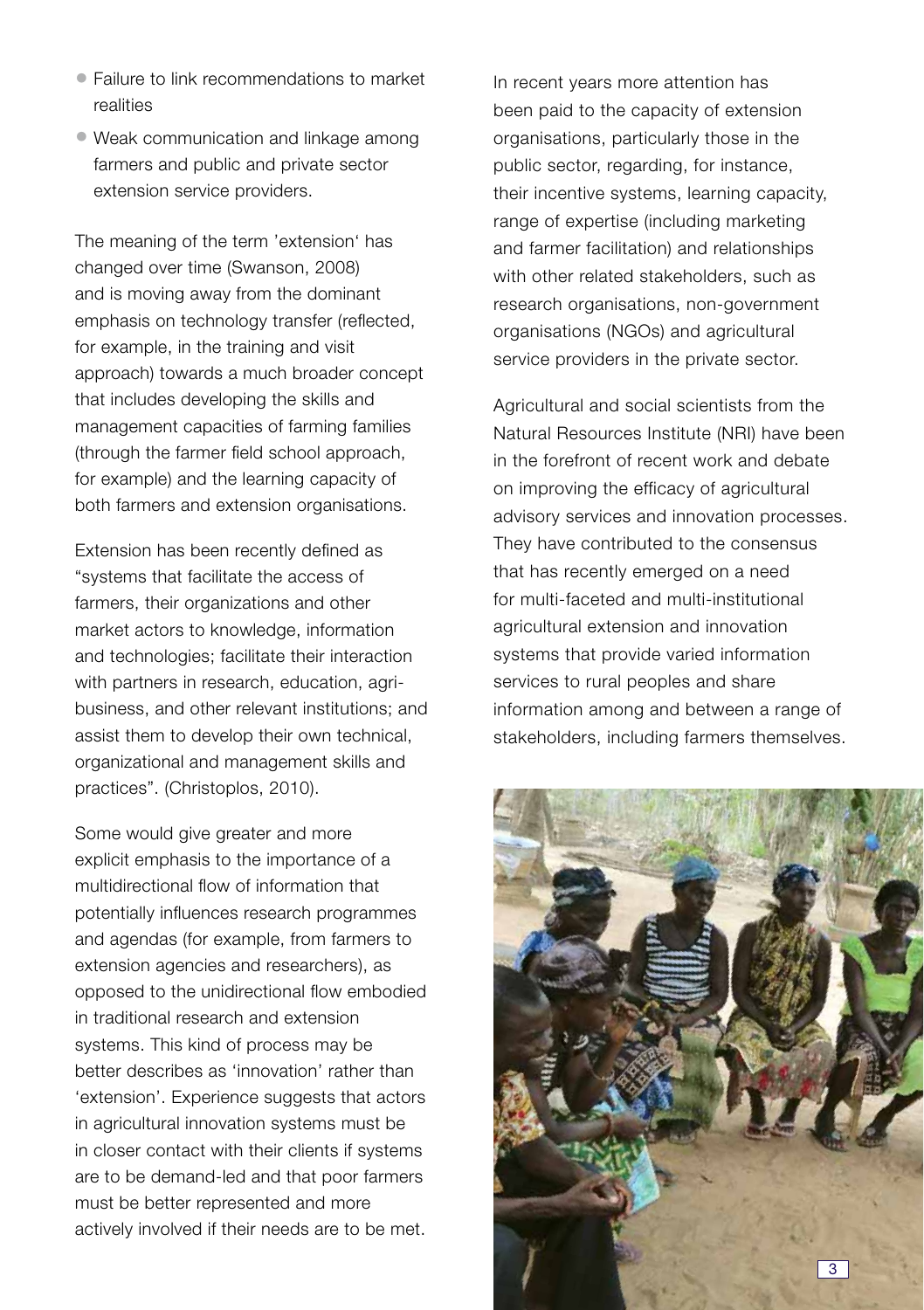- Failure to link recommendations to market realities
- Weak communication and linkage among farmers and public and private sector extension service providers.

The meaning of the term 'extension' has changed over time (Swanson, 2008) and is moving away from the dominant emphasis on technology transfer (reflected, for example, in the training and visit approach) towards a much broader concept that includes developing the skills and management capacities of farming families (through the farmer field school approach, for example) and the learning capacity of both farmers and extension organisations.

Extension has been recently defined as "systems that facilitate the access of farmers, their organizations and other market actors to knowledge, information and technologies; facilitate their interaction with partners in research, education, agri-business, and other relevant institutions; and assist them to develop their own technical, organizational and management skills and practices". (Christoplos, 2010).

Some would give greater and more explicit emphasis to the importance of a multidirectional flow of information that potentially influences research programmes and agendas (for example, from farmers to extension agencies and researchers), as opposed to the unidirectional flow embodied in traditional research and extension systems. This kind of process may be better describes as 'innovation' rather than 'extension'. Experience suggests that actors in agricultural innovation systems must be in closer contact with their clients if systems are to be demand-led and that poor farmers must be better represented and more actively involved if their needs are to be met.

In recent years more attention has been paid to the capacity of extension organisations, particularly those in the public sector, regarding, for instance, their incentive systems, learning capacity, range of expertise (including marketing and farmer facilitation) and relationships with other related stakeholders, such as research organisations, non-government organisations (NGOs) and agricultural service providers in the private sector.

Agricultural and social scientists from the Natural Resources Institute (NRI) have been in the forefront of recent work and debate on improving the efficacy of agricultural advisory services and innovation processes. They have contributed to the consensus that has recently emerged on a need for multi-faceted and multi-institutional agricultural extension and innovation systems that provide varied information services to rural peoples and share information among and between a range of stakeholders, including farmers themselves.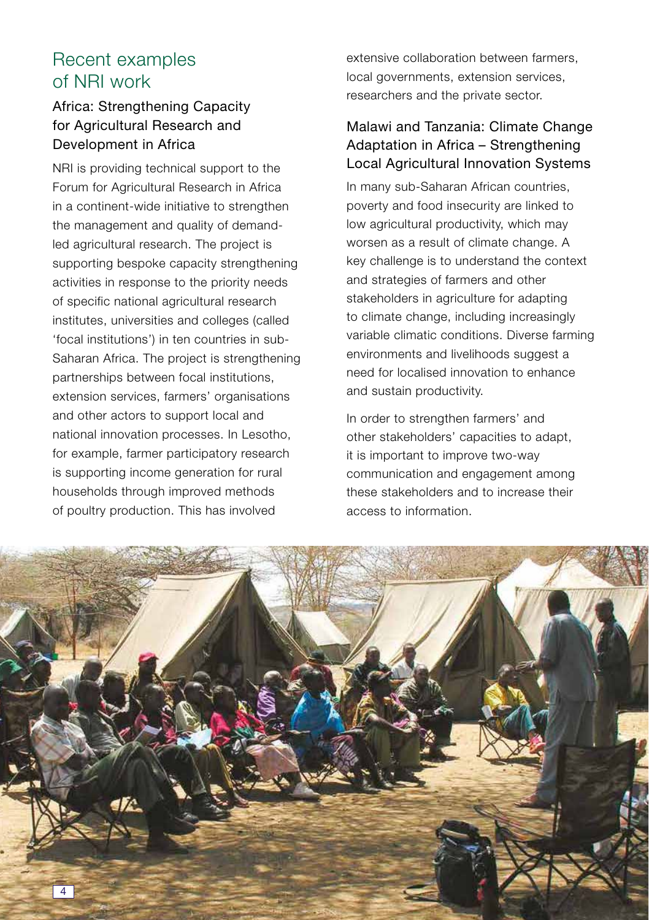## Recent examples of NRI work

### Africa: Strengthening Capacity for Agricultural Research and Development in Africa

NRI is providing technical support to the Forum for Agricultural Research in Africa in a continent-wide initiative to strengthen the management and quality of demand-led agricultural research. The project is supporting bespoke capacity strengthening activities in response to the priority needs of specific national agricultural research institutes, universities and colleges (called 'focal institutions') in ten countries in sub-Saharan Africa. The project is strengthening partnerships between focal institutions, extension services, farmers' organisations and other actors to support local and national innovation processes. In Lesotho, for example, farmer participatory research is supporting income generation for rural households through improved methods of poultry production. This has involved extensive collaboration between farmers, local governments, extension services, researchers and the private sector.

### Malawi and Tanzania: Climate Change Adaptation in Africa – Strengthening Local Agricultural Innovation Systems

In many sub-Saharan African countries, poverty and food insecurity are linked to low agricultural productivity, which may worsen as a result of climate change. A key challenge is to understand the context and strategies of farmers and other stakeholders in agriculture for adapting to climate change, including increasingly variable climatic conditions. Diverse farming environments and livelihoods suggest a need for localised innovation to enhance and sustain productivity.

In order to strengthen farmers' and other stakeholders' capacities to adapt, it is important to improve two-way communication and engagement among these stakeholders and to increase their access to information.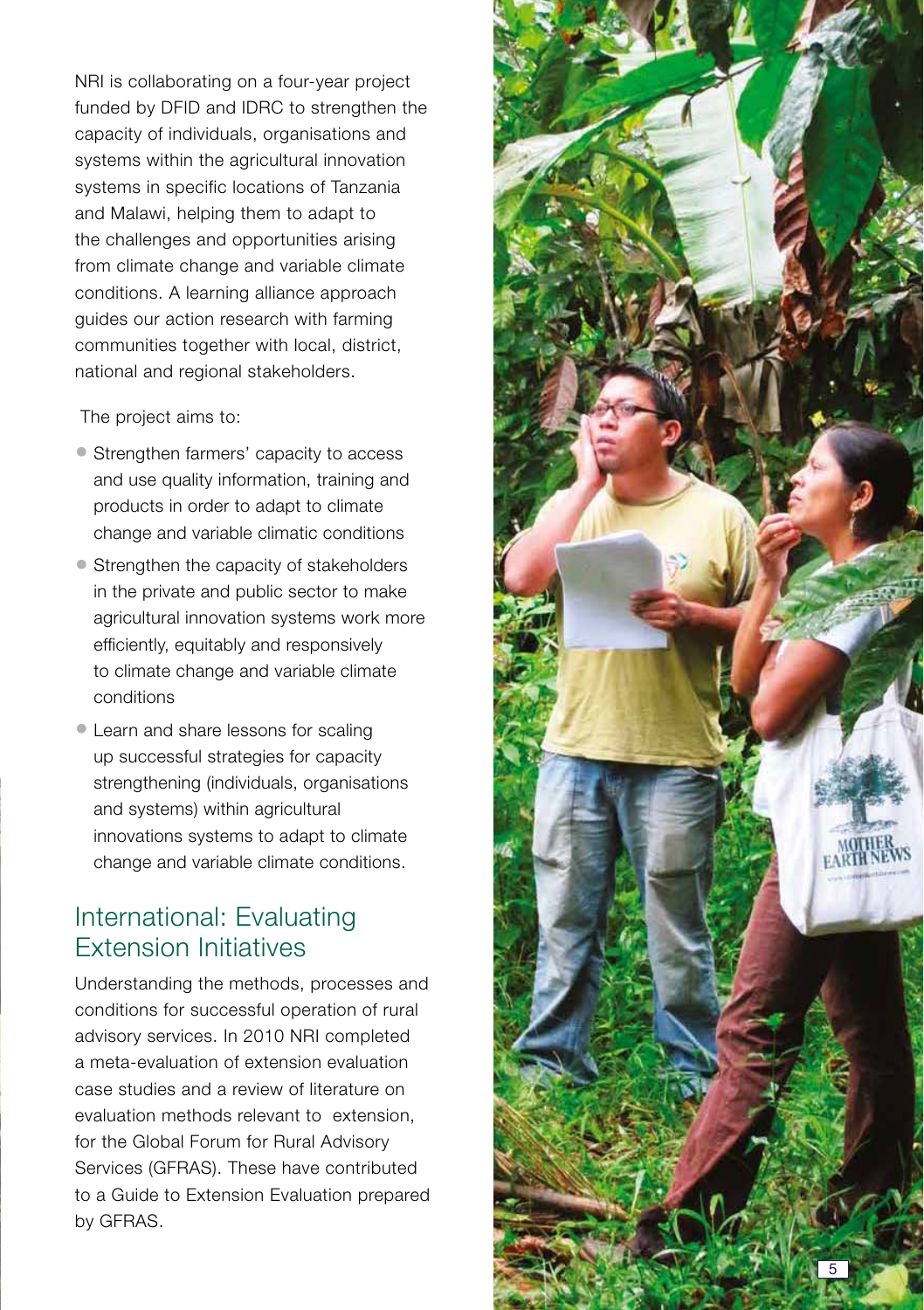NRI is collaborating on a four-year project funded by DFID and IDRC to strengthen the capacity of individuals, organisations and systems within the agricultural innovation systems in specific locations of Tanzania and Malawi, helping them to adapt to the challenges and opportunities arising from climate change and variable climate conditions. A learning alliance approach guides our action research with farming communities together with local, district, national and regional stakeholders.

The project aims to:

- Strengthen farmers' capacity to access and use quality information, training and products in order to adapt to climate change and variable climatic conditions
- Strengthen the capacity of stakeholders in the private and public sector to make agricultural innovation systems work more efficiently, equitably and responsively to climate change and variable climate conditions
- Learn and share lessons for scaling up successful strategies for capacity strengthening (individuals, organisations and systems) within agricultural innovations systems to adapt to climate change and variable climate conditions.

## International: Evaluating Extension Initiatives

Understanding the methods, processes and conditions for successful operation of rural advisory services. In 2010 NRI completed a meta-evaluation of extension evaluation case studies and a review of literature on evaluation methods relevant to extension, for the Global Forum for Rural Advisory Services (GFRAS). These have contributed to a Guide to Extension Evaluation prepared by GFRAS.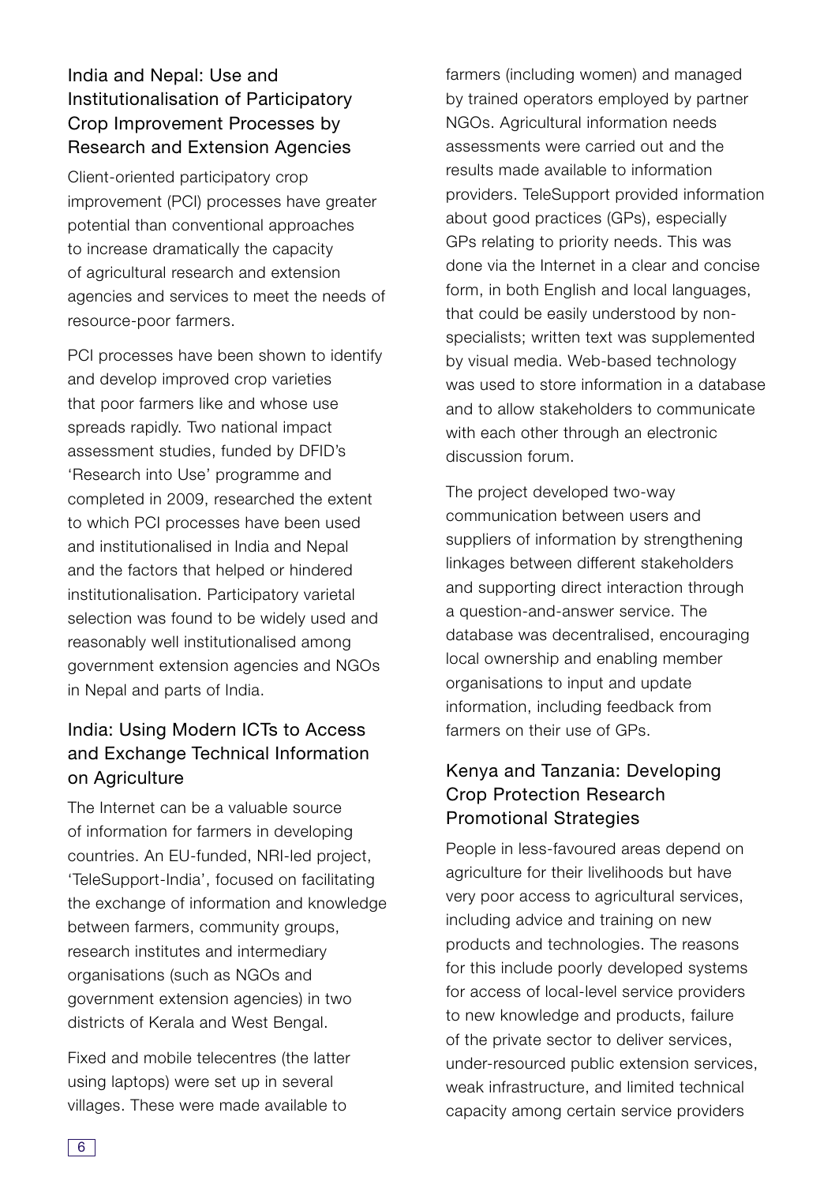## India and Nepal: Use and Institutionalisation of Participatory Crop Improvement Processes by Research and Extension Agencies

Client-oriented participatory crop improvement (PCI) processes have greater potential than conventional approaches to increase dramatically the capacity of agricultural research and extension agencies and services to meet the needs of resource-poor farmers.

PCI processes have been shown to identify and develop improved crop varieties that poor farmers like and whose use spreads rapidly. Two national impact assessment studies, funded by DFID's 'Research into Use' programme and completed in 2009, researched the extent to which PCI processes have been used and institutionalised in India and Nepal and the factors that helped or hindered institutionalisation. Participatory varietal selection was found to be widely used and reasonably well institutionalised among government extension agencies and NGOs in Nepal and parts of India.

## India: Using Modern ICTs to Access and Exchange Technical Information on Agriculture

The Internet can be a valuable source of information for farmers in developing countries. An EU-funded, NRI-led project, 'TeleSupport-India', focused on facilitating the exchange of information and knowledge between farmers, community groups, research institutes and intermediary organisations (such as NGOs and government extension agencies) in two districts of Kerala and West Bengal.

Fixed and mobile telecentres (the latter using laptops) were set up in several villages. These were made available to farmers (including women) and managed by trained operators employed by partner NGOs. Agricultural information needs assessments were carried out and the results made available to information providers. TeleSupport provided information about good practices (GPs), especially GPs relating to priority needs. This was done via the Internet in a clear and concise form, in both English and local languages, that could be easily understood by non-specialists; written text was supplemented by visual media. Web-based technology was used to store information in a database and to allow stakeholders to communicate with each other through an electronic discussion forum.

The project developed two-way communication between users and suppliers of information by strengthening linkages between different stakeholders and supporting direct interaction through a question-and-answer service. The database was decentralised, encouraging local ownership and enabling member organisations to input and update information, including feedback from farmers on their use of GPs.

## Kenya and Tanzania: Developing Crop Protection Research Promotional Strategies

People in less-favoured areas depend on agriculture for their livelihoods but have very poor access to agricultural services, including advice and training on new products and technologies. The reasons for this include poorly developed systems for access of local-level service providers to new knowledge and products, failure of the private sector to deliver services, under-resourced public extension services, weak infrastructure, and limited technical capacity among certain service providers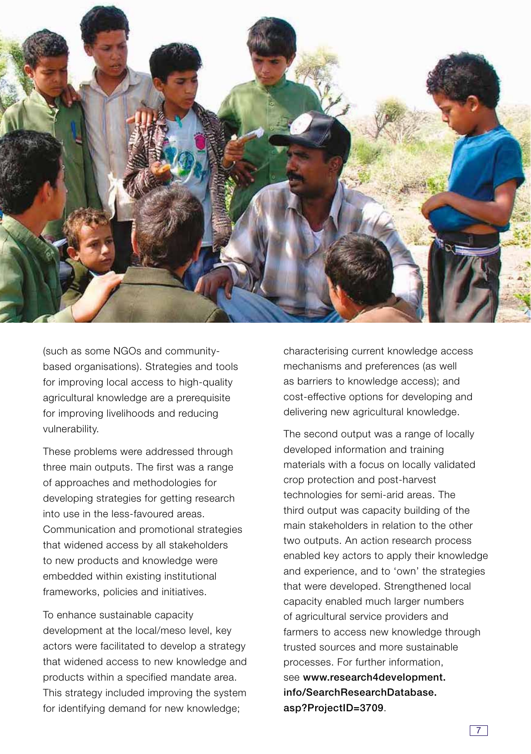(such as some NGOs and community-based organisations). Strategies and tools for improving local access to high-quality agricultural knowledge are a prerequisite for improving livelihoods and reducing vulnerability.

These problems were addressed through three main outputs. The first was a range of approaches and methodologies for developing strategies for getting research into use in the less-favoured areas. Communication and promotional strategies that widened access by all stakeholders to new products and knowledge were embedded within existing institutional frameworks, policies and initiatives.

To enhance sustainable capacity development at the local/meso level, key actors were facilitated to develop a strategy that widened access to new knowledge and products within a specified mandate area. This strategy included improving the system for identifying demand for new knowledge; characterising current knowledge access mechanisms and preferences (as well as barriers to knowledge access); and cost-effective options for developing and delivering new agricultural knowledge.

The second output was a range of locally developed information and training materials with a focus on locally validated crop protection and post-harvest technologies for semi-arid areas. The third output was capacity building of the main stakeholders in relation to the other two outputs. An action research process enabled key actors to apply their knowledge and experience, and to 'own' the strategies that were developed. Strengthened local capacity enabled much larger numbers of agricultural service providers and farmers to access new knowledge through trusted sources and more sustainable processes. For further information, see **www.research4development.info/SearchResearchDatabase.asp?ProjectID=3709**.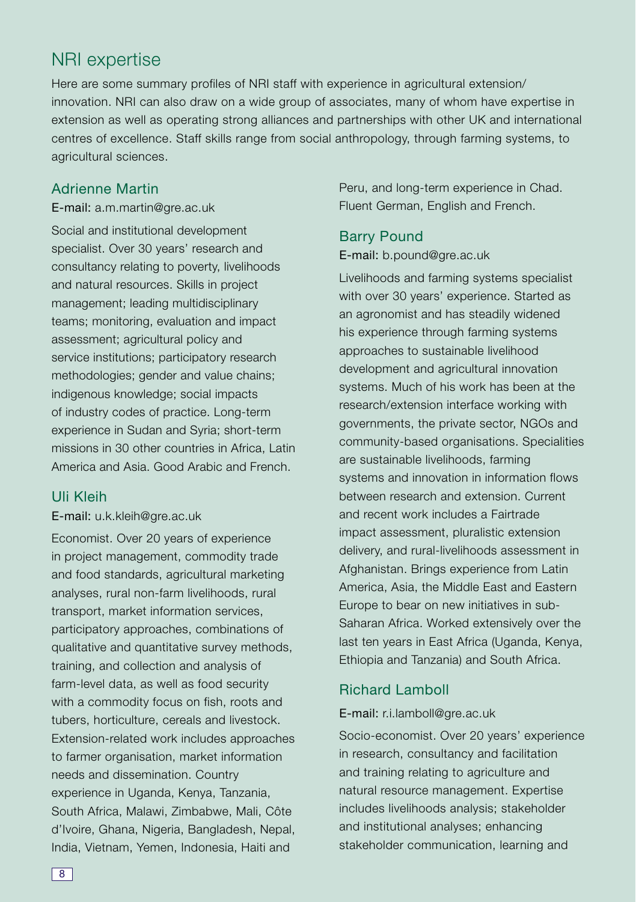## NRI expertise

Here are some summary profiles of NRI staff with experience in agricultural extension/innovation. NRI can also draw on a wide group of associates, many of whom have expertise in extension as well as operating strong alliances and partnerships with other UK and international centres of excellence. Staff skills range from social anthropology, through farming systems, to agricultural sciences.

### Adrienne Martin

E-mail: a.m.martin@gre.ac.uk

Social and institutional development specialist. Over 30 years' research and consultancy relating to poverty, livelihoods and natural resources. Skills in project management; leading multidisciplinary teams; monitoring, evaluation and impact assessment; agricultural policy and service institutions; participatory research methodologies; gender and value chains; indigenous knowledge; social impacts of industry codes of practice. Long-term experience in Sudan and Syria; short-term missions in 30 other countries in Africa, Latin America and Asia. Good Arabic and French.

### Uli Kleih

E-mail: u.k.kleih@gre.ac.uk

Economist. Over 20 years of experience in project management, commodity trade and food standards, agricultural marketing analyses, rural non-farm livelihoods, rural transport, market information services, participatory approaches, combinations of qualitative and quantitative survey methods, training, and collection and analysis of farm-level data, as well as food security with a commodity focus on fish, roots and tubers, horticulture, cereals and livestock. Extension-related work includes approaches to farmer organisation, market information needs and dissemination. Country experience in Uganda, Kenya, Tanzania, South Africa, Malawi, Zimbabwe, Mali, Côte d'Ivoire, Ghana, Nigeria, Bangladesh, Nepal, India, Vietnam, Yemen, Indonesia, Haiti and Peru, and long-term experience in Chad. Fluent German, English and French.

### Barry Pound

E-mail: b.pound@gre.ac.uk

Livelihoods and farming systems specialist with over 30 years' experience. Started as an agronomist and has steadily widened his experience through farming systems approaches to sustainable livelihood development and agricultural innovation systems. Much of his work has been at the research/extension interface working with governments, the private sector, NGOs and community-based organisations. Specialities are sustainable livelihoods, farming systems and innovation in information flows between research and extension. Current and recent work includes a Fairtrade impact assessment, pluralistic extension delivery, and rural-livelihoods assessment in Afghanistan. Brings experience from Latin America, Asia, the Middle East and Eastern Europe to bear on new initiatives in sub-Saharan Africa. Worked extensively over the last ten years in East Africa (Uganda, Kenya, Ethiopia and Tanzania) and South Africa.

### Richard Lamboll

E-mail: r.i.lamboll@gre.ac.uk

Socio-economist. Over 20 years' experience in research, consultancy and facilitation and training relating to agriculture and natural resource management. Expertise includes livelihoods analysis; stakeholder and institutional analyses; enhancing stakeholder communication, learning and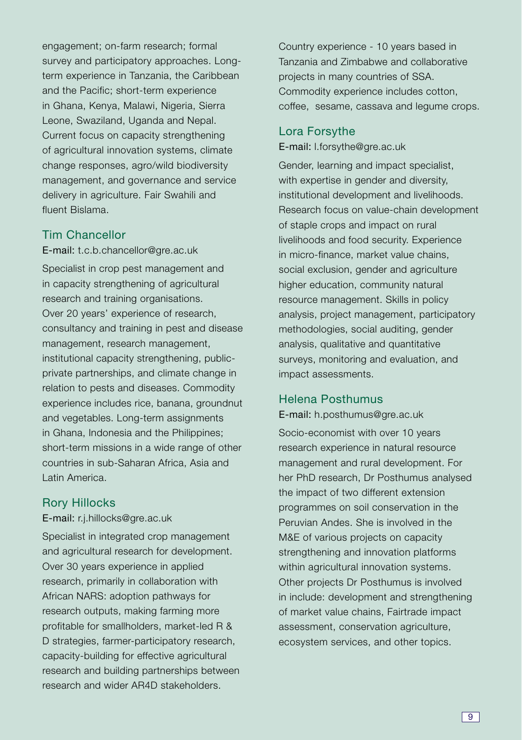engagement; on-farm research; formal survey and participatory approaches. Long-term experience in Tanzania, the Caribbean and the Pacific; short-term experience in Ghana, Kenya, Malawi, Nigeria, Sierra Leone, Swaziland, Uganda and Nepal. Current focus on capacity strengthening of agricultural innovation systems, climate change responses, agro/wild biodiversity management, and governance and service delivery in agriculture. Fair Swahili and fluent Bislama.

### Tim Chancellor

E-mail: t.c.b.chancellor@gre.ac.uk

Specialist in crop pest management and in capacity strengthening of agricultural research and training organisations. Over 20 years' experience of research, consultancy and training in pest and disease management, research management, institutional capacity strengthening, public-private partnerships, and climate change in relation to pests and diseases. Commodity experience includes rice, banana, groundnut and vegetables. Long-term assignments in Ghana, Indonesia and the Philippines; short-term missions in a wide range of other countries in sub-Saharan Africa, Asia and Latin America.

### Rory Hillocks

E-mail: r.j.hillocks@gre.ac.uk

Specialist in integrated crop management and agricultural research for development. Over 30 years experience in applied research, primarily in collaboration with African NARS: adoption pathways for research outputs, making farming more profitable for smallholders, market-led R & D strategies, farmer-participatory research, capacity-building for effective agricultural research and building partnerships between research and wider AR4D stakeholders.

Country experience - 10 years based in Tanzania and Zimbabwe and collaborative projects in many countries of SSA. Commodity experience includes cotton, coffee, sesame, cassava and legume crops.

### Lora Forsythe

E-mail: l.forsythe@gre.ac.uk

Gender, learning and impact specialist, with expertise in gender and diversity, institutional development and livelihoods. Research focus on value-chain development of staple crops and impact on rural livelihoods and food security. Experience in micro-finance, market value chains, social exclusion, gender and agriculture higher education, community natural resource management. Skills in policy analysis, project management, participatory methodologies, social auditing, gender analysis, qualitative and quantitative surveys, monitoring and evaluation, and impact assessments.

### Helena Posthumus

E-mail: h.posthumus@gre.ac.uk

Socio-economist with over 10 years research experience in natural resource management and rural development. For her PhD research, Dr Posthumus analysed the impact of two different extension programmes on soil conservation in the Peruvian Andes. She is involved in the M&E of various projects on capacity strengthening and innovation platforms within agricultural innovation systems. Other projects Dr Posthumus is involved in include: development and strengthening of market value chains, Fairtrade impact assessment, conservation agriculture, ecosystem services, and other topics.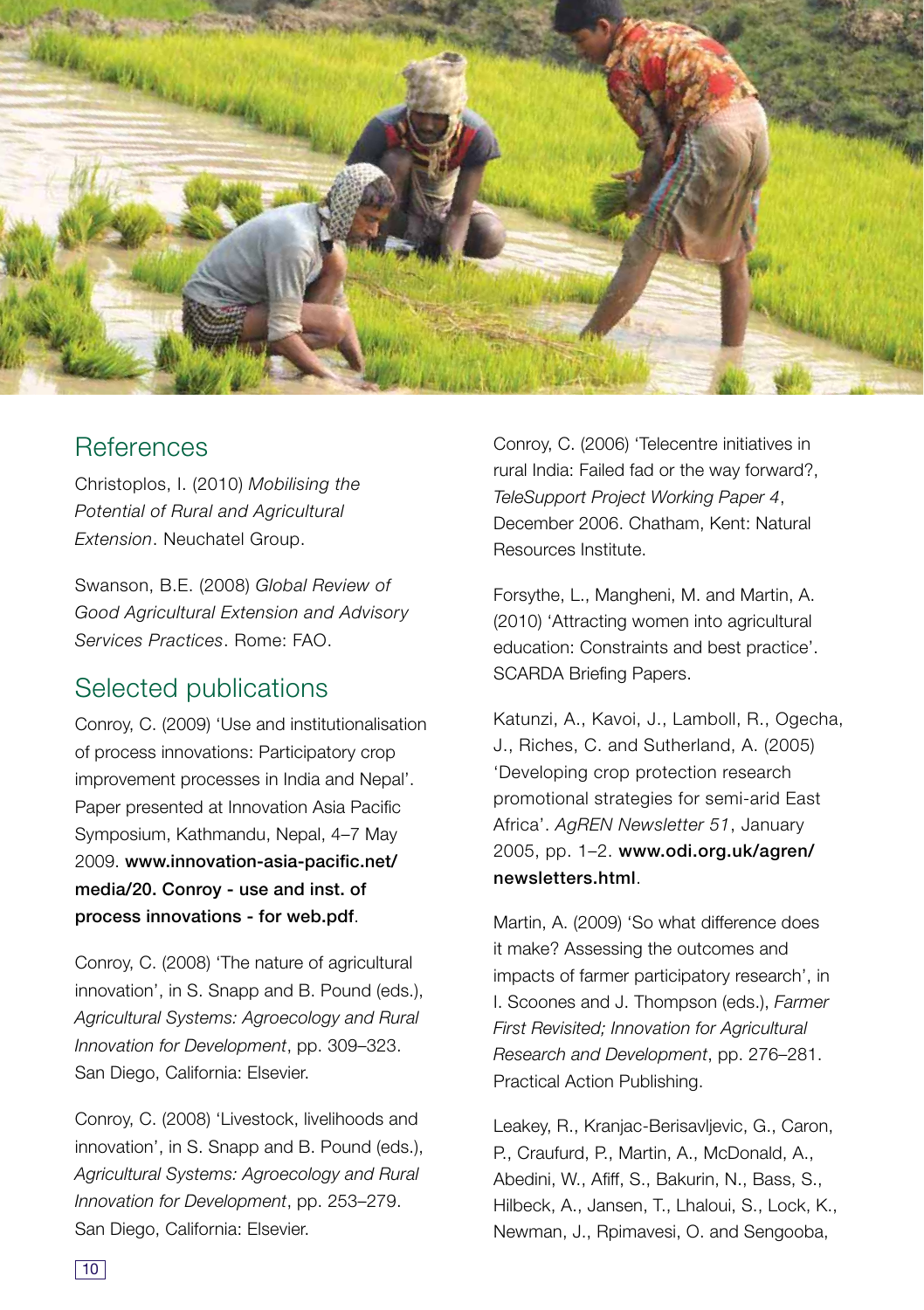## References

Christoplos, I. (2010) *Mobilising the Potential of Rural and Agricultural Extension*. Neuchatel Group.

Swanson, B.E. (2008) *Global Review of Good Agricultural Extension and Advisory Services Practices*. Rome: FAO.

## Selected publications

Conroy, C. (2009) 'Use and institutionalisation of process innovations: Participatory crop improvement processes in India and Nepal'. Paper presented at Innovation Asia Pacific Symposium, Kathmandu, Nepal, 4–7 May 2009. **www.innovation-asia-pacific.net/media/20. Conroy - use and inst. of process innovations - for web.pdf**.

Conroy, C. (2008) 'The nature of agricultural innovation', in S. Snapp and B. Pound (eds.), *Agricultural Systems: Agroecology and Rural Innovation for Development*, pp. 309–323. San Diego, California: Elsevier.

Conroy, C. (2008) 'Livestock, livelihoods and innovation', in S. Snapp and B. Pound (eds.), *Agricultural Systems: Agroecology and Rural Innovation for Development*, pp. 253–279. San Diego, California: Elsevier.

Conroy, C. (2006) 'Telecentre initiatives in rural India: Failed fad or the way forward?, *TeleSupport Project Working Paper 4*, December 2006. Chatham, Kent: Natural Resources Institute.

Forsythe, L., Mangheni, M. and Martin, A. (2010) 'Attracting women into agricultural education: Constraints and best practice'. SCARDA Briefing Papers.

Katunzi, A., Kavoi, J., Lamboll, R., Ogecha, J., Riches, C. and Sutherland, A. (2005) 'Developing crop protection research promotional strategies for semi-arid East Africa'. *AgREN Newsletter 51*, January 2005, pp. 1–2. **www.odi.org.uk/agren/newsletters.html**.

Martin, A. (2009) 'So what difference does it make? Assessing the outcomes and impacts of farmer participatory research', in I. Scoones and J. Thompson (eds.), *Farmer First Revisited; Innovation for Agricultural Research and Development*, pp. 276–281. Practical Action Publishing.

Leakey, R., Kranjac-Berisavljevic, G., Caron, P., Craufurd, P., Martin, A., McDonald, A., Abedini, W., Afiff, S., Bakurin, N., Bass, S., Hilbeck, A., Jansen, T., Lhaloui, S., Lock, K., Newman, J., Rpimavesi, O. and Sengooba,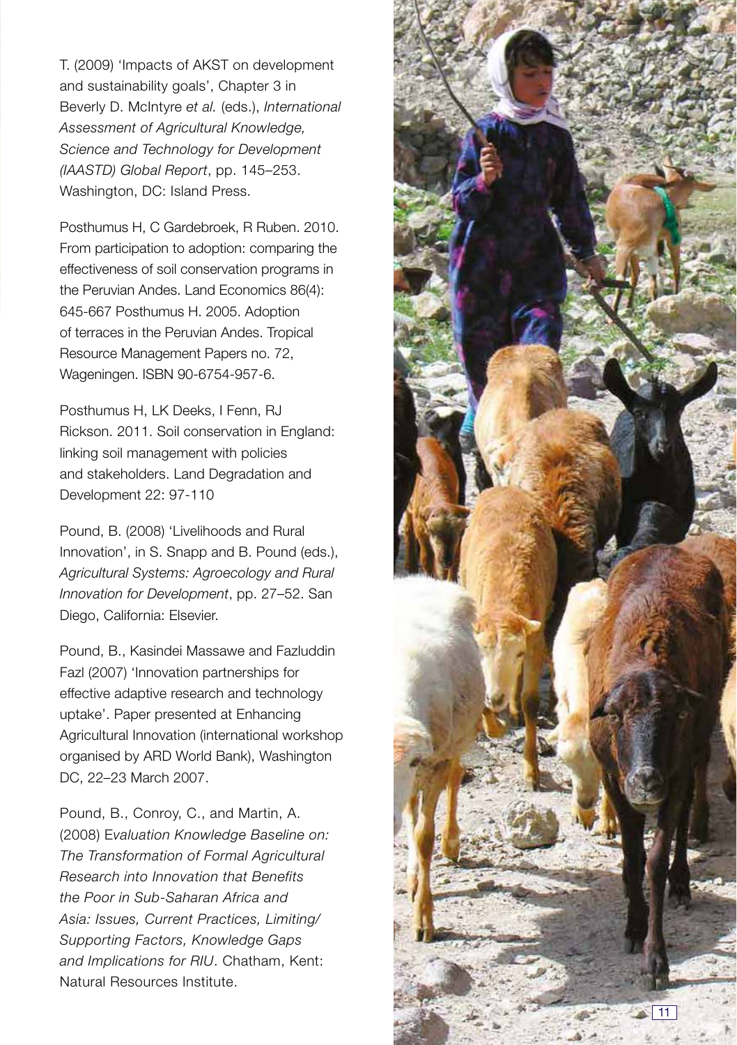T. (2009) 'Impacts of AKST on development and sustainability goals', Chapter 3 in Beverly D. McIntyre *et al.* (eds.), *International Assessment of Agricultural Knowledge, Science and Technology for Development (IAASTD) Global Report*, pp. 145–253. Washington, DC: Island Press.

Posthumus H, C Gardebroek, R Ruben. 2010. From participation to adoption: comparing the effectiveness of soil conservation programs in the Peruvian Andes. Land Economics 86(4): 645-667 Posthumus H. 2005. Adoption of terraces in the Peruvian Andes. Tropical Resource Management Papers no. 72, Wageningen. ISBN 90-6754-957-6.

Posthumus H, LK Deeks, I Fenn, RJ Rickson. 2011. Soil conservation in England: linking soil management with policies and stakeholders. Land Degradation and Development 22: 97-110

Pound, B. (2008) 'Livelihoods and Rural Innovation', in S. Snapp and B. Pound (eds.), *Agricultural Systems: Agroecology and Rural Innovation for Development*, pp. 27–52. San Diego, California: Elsevier.

Pound, B., Kasindei Massawe and Fazluddin Fazl (2007) 'Innovation partnerships for effective adaptive research and technology uptake'. Paper presented at Enhancing Agricultural Innovation (international workshop organised by ARD World Bank), Washington DC, 22–23 March 2007.

Pound, B., Conroy, C., and Martin, A. (2008) E*valuation Knowledge Baseline on: The Transformation of Formal Agricultural Research into Innovation that Benefits the Poor in Sub-Saharan Africa and Asia: Issues, Current Practices, Limiting/ Supporting Factors, Knowledge Gaps and Implications for RIU*. Chatham, Kent: Natural Resources Institute.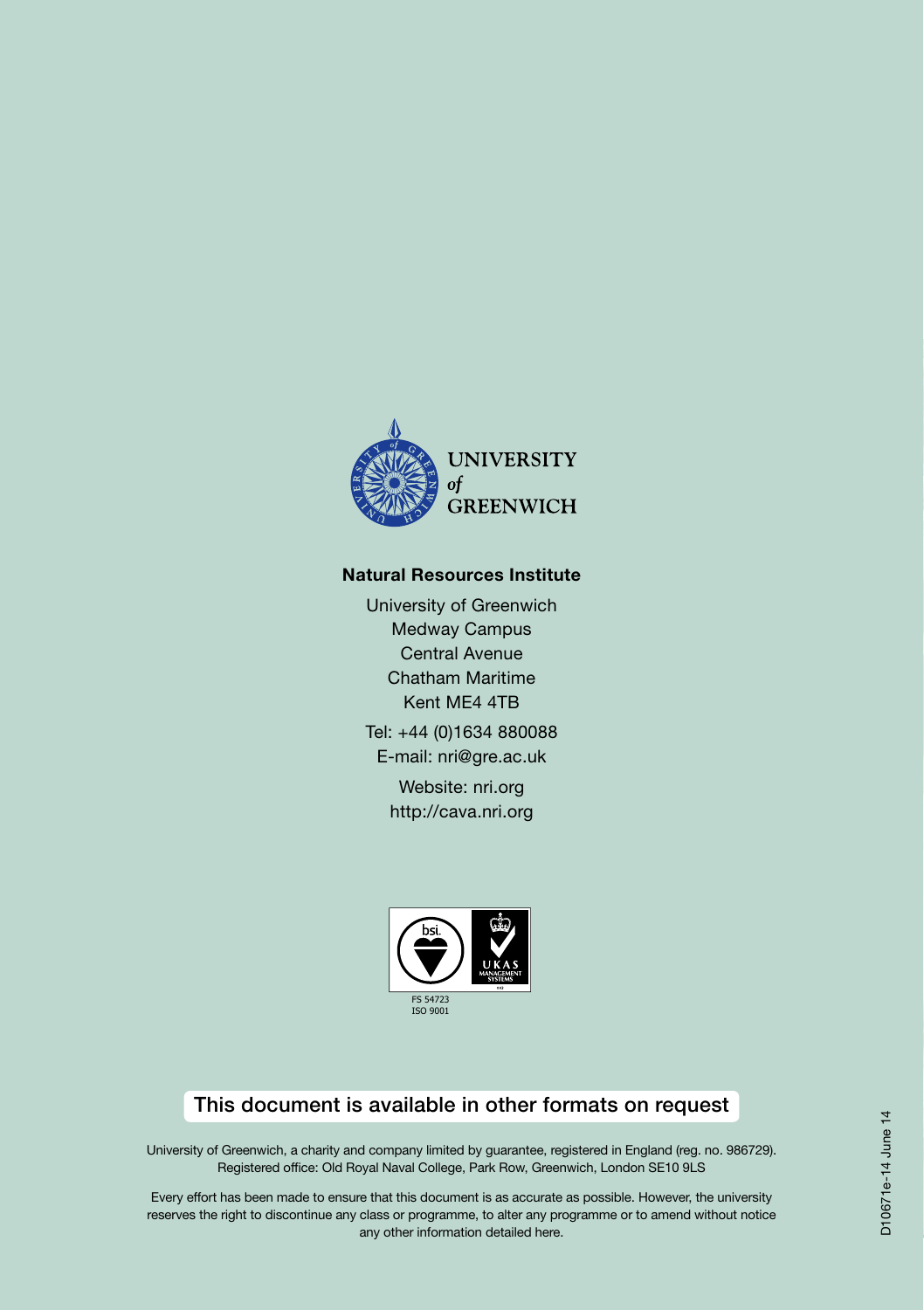UNIVERSITY
*of*
GREENWICH

**Natural Resources Institute**

University of Greenwich
Medway Campus
Central Avenue
Chatham Maritime
Kent ME4 4TB

Tel: +44 (0)1634 880088
E-mail: nri@gre.ac.uk

Website: nri.org
http://cava.nri.org

FS 54723
ISO 9001

This document is available in other formats on request

University of Greenwich, a charity and company limited by guarantee, registered in England (reg. no. 986729). Registered office: Old Royal Naval College, Park Row, Greenwich, London SE10 9LS

Every effort has been made to ensure that this document is as accurate as possible. However, the university reserves the right to discontinue any class or programme, to alter any programme or to amend without notice any other information detailed here.

D10671e-14 June 14